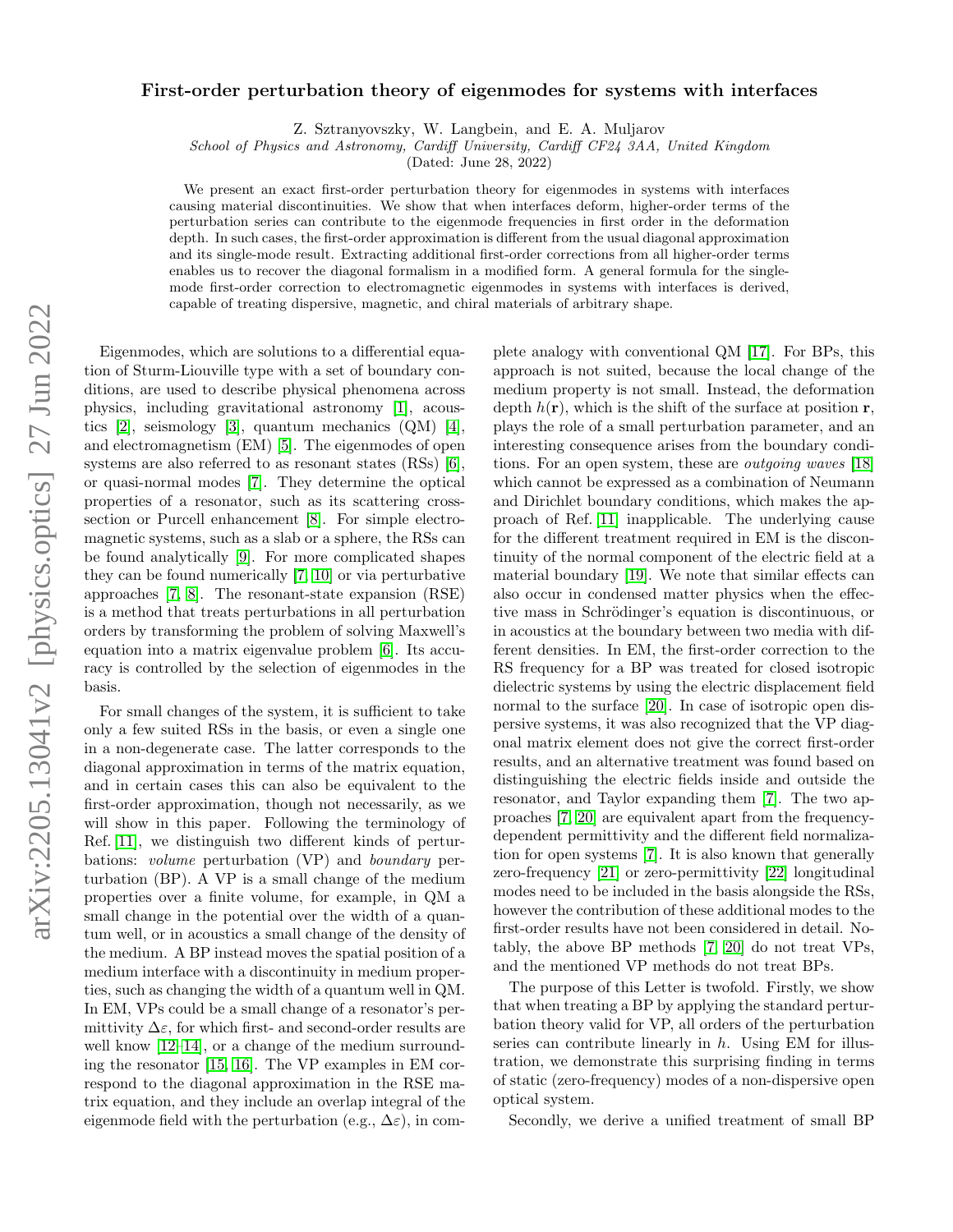# First-order perturbation theory of eigenmodes for systems with interfaces

Z. Sztranyovszky, W. Langbein, and E. A. Muljarov

*School of Physics and Astronomy, Cardiff University, Cardiff CF24 3AA, United Kingdom*

(Dated: June 28, 2022)

We present an exact first-order perturbation theory for eigenmodes in systems with interfaces causing material discontinuities. We show that when interfaces deform, higher-order terms of the perturbation series can contribute to the eigenmode frequencies in first order in the deformation depth. In such cases, the first-order approximation is different from the usual diagonal approximation and its single-mode result. Extracting additional first-order corrections from all higher-order terms enables us to recover the diagonal formalism in a modified form. A general formula for the single-mode first-order correction to electromagnetic eigenmodes in systems with interfaces is derived, capable of treating dispersive, magnetic, and chiral materials of arbitrary shape.

Eigenmodes, which are solutions to a differential equation of Sturm-Liouville type with a set of boundary conditions, are used to describe physical phenomena across physics, including gravitational astronomy [1], acoustics [2], seismology [3], quantum mechanics (QM) [4], and electromagnetism (EM) [5]. The eigenmodes of open systems are also referred to as resonant states (RSs) [6], or quasi-normal modes [7]. They determine the optical properties of a resonator, such as its scattering crosssection or Purcell enhancement [8]. For simple electromagnetic systems, such as a slab or a sphere, the RSs can be found analytically [9]. For more complicated shapes they can be found numerically [7, 10] or via perturbative approaches [7, 8]. The resonant-state expansion (RSE) is a method that treats perturbations in all perturbation orders by transforming the problem of solving Maxwell's equation into a matrix eigenvalue problem [6]. Its accuracy is controlled by the selection of eigenmodes in the basis.

For small changes of the system, it is sufficient to take only a few suited RSs in the basis, or even a single one in a non-degenerate case. The latter corresponds to the diagonal approximation in terms of the matrix equation, and in certain cases this can also be equivalent to the first-order approximation, though not necessarily, as we will show in this paper. Following the terminology of Ref. [11], we distinguish two different kinds of perturbations: *volume* perturbation (VP) and *boundary* perturbation (BP). A VP is a small change of the medium properties over a finite volume, for example, in QM a small change in the potential over the width of a quantum well, or in acoustics a small change of the density of the medium. A BP instead moves the spatial position of a medium interface with a discontinuity in medium properties, such as changing the width of a quantum well in QM. In EM, VPs could be a small change of a resonator's permittivity $\Delta\varepsilon$, for which first- and second-order results are well know [12–14], or a change of the medium surrounding the resonator [15, 16]. The VP examples in EM correspond to the diagonal approximation in the RSE matrix equation, and they include an overlap integral of the eigenmode field with the perturbation (e.g., $\Delta\varepsilon$), in complete analogy with conventional QM [17]. For BPs, this approach is not suited, because the local change of the medium property is not small. Instead, the deformation depth $h(\mathbf{r})$, which is the shift of the surface at position $\mathbf{r}$, plays the role of a small perturbation parameter, and an interesting consequence arises from the boundary conditions. For an open system, these are *outgoing waves* [18] which cannot be expressed as a combination of Neumann and Dirichlet boundary conditions, which makes the approach of Ref. [11] inapplicable. The underlying cause for the different treatment required in EM is the discontinuity of the normal component of the electric field at a material boundary [19]. We note that similar effects can also occur in condensed matter physics when the effective mass in Schrödinger's equation is discontinuous, or in acoustics at the boundary between two media with different densities. In EM, the first-order correction to the RS frequency for a BP was treated for closed isotropic dielectric systems by using the electric displacement field normal to the surface [20]. In case of isotropic open dispersive systems, it was also recognized that the VP diagonal matrix element does not give the correct first-order results, and an alternative treatment was found based on distinguishing the electric fields inside and outside the resonator, and Taylor expanding them [7]. The two approaches [7, 20] are equivalent apart from the frequency-dependent permittivity and the different field normalization for open systems [7]. It is also known that generally zero-frequency [21] or zero-permittivity [22] longitudinal modes need to be included in the basis alongside the RSs, however the contribution of these additional modes to the first-order results have not been considered in detail. Notably, the above BP methods [7, 20] do not treat VPs, and the mentioned VP methods do not treat BPs.

The purpose of this Letter is twofold. Firstly, we show that when treating a BP by applying the standard perturbation theory valid for VP, all orders of the perturbation series can contribute linearly in $h$. Using EM for illustration, we demonstrate this surprising finding in terms of static (zero-frequency) modes of a non-dispersive open optical system.

Secondly, we derive a unified treatment of small BP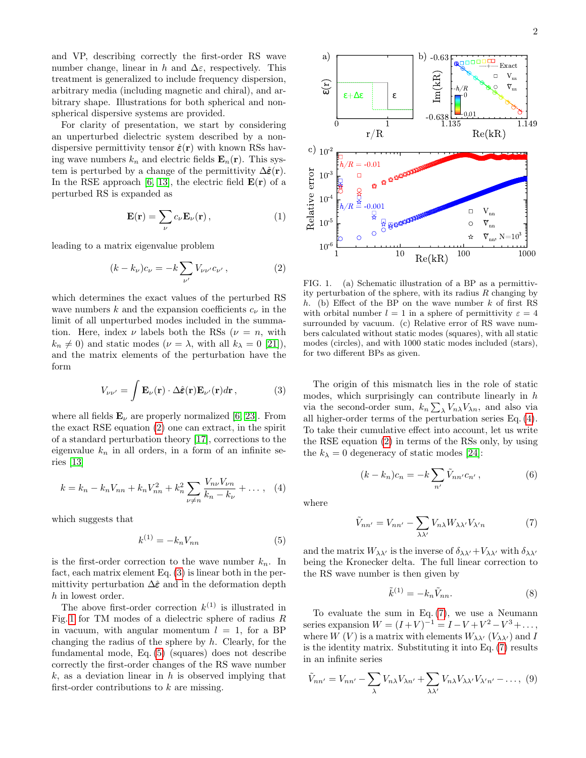and VP, describing correctly the first-order RS wave number change, linear in $h$ and $\Delta\varepsilon$, respectively. This treatment is generalized to include frequency dispersion, arbitrary media (including magnetic and chiral), and arbitrary shape. Illustrations for both spherical and non-spherical dispersive systems are provided.

For clarity of presentation, we start by considering an unperturbed dielectric system described by a non-dispersive permittivity tensor $\hat{\varepsilon}(\mathbf{r})$ with known RSs having wave numbers $k_n$ and electric fields $\mathbf{E}_n(\mathbf{r})$. This system is perturbed by a change of the permittivity $\Delta\hat{\varepsilon}(\mathbf{r})$. In the RSE approach [6, 13], the electric field $\mathbf{E}(\mathbf{r})$ of a perturbed RS is expanded as

$$\mathbf{E}(\mathbf{r}) = \sum_\nu c_\nu \mathbf{E}_\nu(\mathbf{r})\,, \tag{1}$$

leading to a matrix eigenvalue problem

$$(k-k_\nu)c_\nu = -k\sum_{\nu'} V_{\nu\nu'}c_{\nu'}\,, \tag{2}$$

which determines the exact values of the perturbed RS wave numbers $k$ and the expansion coefficients $c_\nu$ in the limit of all unperturbed modes included in the summation. Here, index $\nu$ labels both the RSs ($\nu = n$, with $k_n \neq 0$) and static modes ($\nu = \lambda$, with all $k_\lambda = 0$ [21]), and the matrix elements of the perturbation have the form

$$V_{\nu\nu'} = \int \mathbf{E}_\nu(\mathbf{r})\cdot\Delta\hat{\varepsilon}(\mathbf{r})\mathbf{E}_{\nu'}(\mathbf{r})d\mathbf{r}\,, \tag{3}$$

where all fields $\mathbf{E}_\nu$ are properly normalized [6, 23]. From the exact RSE equation (2) one can extract, in the spirit of a standard perturbation theory [17], corrections to the eigenvalue $k_n$ in all orders, in a form of an infinite series [13]

$$k = k_n - k_n V_{nn} + k_n V_{nn}^2 + k_n^2\sum_{\nu\neq n}\frac{V_{n\nu}V_{\nu n}}{k_n - k_\nu} + \dots\,, \tag{4}$$

which suggests that

$$k^{(1)} = -k_n V_{nn} \tag{5}$$

is the first-order correction to the wave number $k_n$. In fact, each matrix element Eq. (3) is linear both in the permittivity perturbation $\Delta\hat{\varepsilon}$ and in the deformation depth $h$ in lowest order.

The above first-order correction $k^{(1)}$ is illustrated in Fig. 1 for TM modes of a dielectric sphere of radius $R$ in vacuum, with angular momentum $l = 1$, for a BP changing the radius of the sphere by $h$. Clearly, for the fundamental mode, Eq. (5) (squares) does not describe correctly the first-order changes of the RS wave number $k$, as a deviation linear in $h$ is observed implying that first-order contributions to $k$ are missing.

FIG. 1. (a) Schematic illustration of a BP as a permittivity perturbation of the sphere, with its radius $R$ changing by $h$. (b) Effect of the BP on the wave number $k$ of first RS with orbital number $l = 1$ in a sphere of permittivity $\varepsilon = 4$ surrounded by vacuum. (c) Relative error of RS wave numbers calculated without static modes (squares), with all static modes (circles), and with 1000 static modes included (stars), for two different BPs as given.

The origin of this mismatch lies in the role of static modes, which surprisingly can contribute linearly in $h$ via the second-order sum, $k_n\sum_\lambda V_{n\lambda}V_{\lambda n}$, and also via all higher-order terms of the perturbation series Eq. (4). To take their cumulative effect into account, let us write the RSE equation (2) in terms of the RSs only, by using the $k_\lambda = 0$ degeneracy of static modes [24]:

$$(k-k_n)c_n = -k\sum_{n'}\tilde{V}_{nn'}c_{n'}\,, \tag{6}$$

where

$$\tilde{V}_{nn'} = V_{nn'} - \sum_{\lambda\lambda'} V_{n\lambda}W_{\lambda\lambda'}V_{\lambda' n} \tag{7}$$

and the matrix $W_{\lambda\lambda'}$ is the inverse of $\delta_{\lambda\lambda'}+V_{\lambda\lambda'}$ with $\delta_{\lambda\lambda'}$ being the Kronecker delta. The full linear correction to the RS wave number is then given by

$$\tilde{k}^{(1)} = -k_n\tilde{V}_{nn}. \tag{8}$$

To evaluate the sum in Eq. (7), we use a Neumann series expansion $W = (I+V)^{-1} = I - V + V^2 - V^3 + \dots$, where $W$ ($V$) is a matrix with elements $W_{\lambda\lambda'}$ ($V_{\lambda\lambda'}$) and $I$ is the identity matrix. Substituting it into Eq. (7) results in an infinite series

$$\tilde{V}_{nn'} = V_{nn'} - \sum_\lambda V_{n\lambda}V_{\lambda n'} + \sum_{\lambda\lambda'} V_{n\lambda}V_{\lambda\lambda'}V_{\lambda' n'} - \dots\,, \tag{9}$$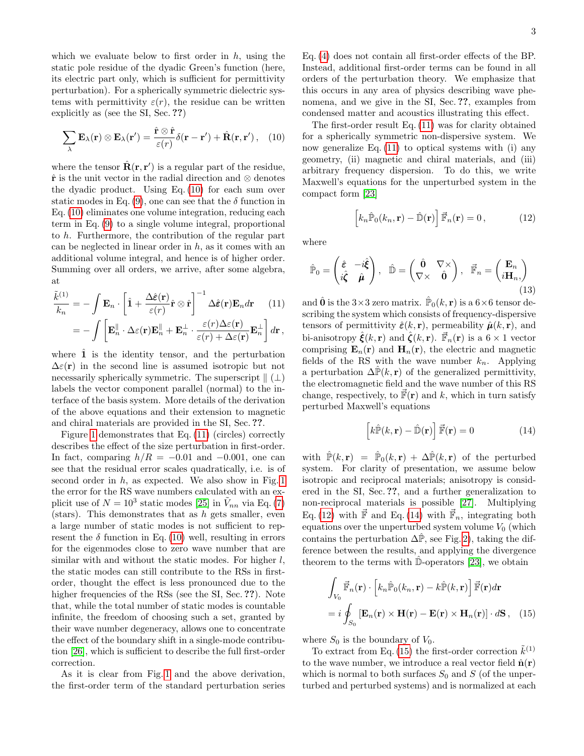which we evaluate below to first order in $h$, using the static pole residue of the dyadic Green's function (here, its electric part only, which is sufficient for permittivity perturbation). For a spherically symmetric dielectric systems with permittivity $\varepsilon(r)$, the residue can be written explicitly as (see the SI, Sec. ??)

$$\sum_\lambda \mathbf{E}_\lambda(\mathbf{r}) \otimes \mathbf{E}_\lambda(\mathbf{r}') = \frac{\hat{\mathbf{r}} \otimes \hat{\mathbf{r}}}{\varepsilon(r)} \delta(\mathbf{r} - \mathbf{r}') + \hat{\mathbf{R}}(\mathbf{r}, \mathbf{r}') , \quad (10)$$

where the tensor $\hat{\mathbf{R}}(\mathbf{r}, \mathbf{r}')$ is a regular part of the residue, $\hat{\mathbf{r}}$ is the unit vector in the radial direction and $\otimes$ denotes the dyadic product. Using Eq. (10) for each sum over static modes in Eq. (9), one can see that the $\delta$ function in Eq. (10) eliminates one volume integration, reducing each term in Eq. (9) to a single volume integral, proportional to $h$. Furthermore, the contribution of the regular part can be neglected in linear order in $h$, as it comes with an additional volume integral, and hence is of higher order. Summing over all orders, we arrive, after some algebra, at

$$\begin{aligned}\frac{\tilde{k}^{(1)}}{k_n} &= -\int \mathbf{E}_n \cdot \left[ \hat{\mathbf{1}} + \frac{\Delta\hat{\varepsilon}(\mathbf{r})}{\varepsilon(r)} \hat{\mathbf{r}} \otimes \hat{\mathbf{r}} \right]^{-1} \Delta\hat{\varepsilon}(\mathbf{r}) \mathbf{E}_n d\mathbf{r} \quad (11)\\ &= -\int \left[ \mathbf{E}_n^{\parallel} \cdot \Delta\varepsilon(\mathbf{r}) \mathbf{E}_n^{\parallel} + \mathbf{E}_n^{\perp} \cdot \frac{\varepsilon(r)\Delta\varepsilon(\mathbf{r})}{\varepsilon(r) + \Delta\varepsilon(\mathbf{r})} \mathbf{E}_n^{\perp} \right] d\mathbf{r} ,\end{aligned}$$

where $\hat{\mathbf{1}}$ is the identity tensor, and the perturbation $\Delta\varepsilon(\mathbf{r})$ in the second line is assumed isotropic but not necessarily spherically symmetric. The superscript $\parallel$ ($\perp$) labels the vector component parallel (normal) to the interface of the basis system. More details of the derivation of the above equations and their extension to magnetic and chiral materials are provided in the SI, Sec. ??.

Figure 1 demonstrates that Eq. (11) (circles) correctly describes the effect of the size perturbation in first-order. In fact, comparing $h/R = -0.01$ and $-0.001$, one can see that the residual error scales quadratically, i.e. is of second order in $h$, as expected. We also show in Fig. 1 the error for the RS wave numbers calculated with an explicit use of $N = 10^3$ static modes [25] in $\tilde{V}_{nn}$ via Eq. (7) (stars). This demonstrates that as $h$ gets smaller, even a large number of static modes is not sufficient to represent the $\delta$ function in Eq. (10) well, resulting in errors for the eigenmodes close to zero wave number that are similar with and without the static modes. For higher $l$, the static modes can still contribute to the RSs in first-order, thought the effect is less pronounced due to the higher frequencies of the RSs (see the SI, Sec. ??). Note that, while the total number of static modes is countable infinite, the freedom of choosing such a set, granted by their wave number degeneracy, allows one to concentrate the effect of the boundary shift in a single-mode contribution [26], which is sufficient to describe the full first-order correction.

As it is clear from Fig. 1 and the above derivation, the first-order term of the standard perturbation series Eq. (4) does not contain all first-order effects of the BP. Instead, additional first-order terms can be found in all orders of the perturbation theory. We emphasize that this occurs in any area of physics describing wave phenomena, and we give in the SI, Sec. ??, examples from condensed matter and acoustics illustrating this effect.

The first-order result Eq. (11) was for clarity obtained for a spherically symmetric non-dispersive system. We now generalize Eq. (11) to optical systems with (i) any geometry, (ii) magnetic and chiral materials, and (iii) arbitrary frequency dispersion. To do this, we write Maxwell's equations for the unperturbed system in the compact form [23]

$$\left[ k_n \hat{\mathbb{P}}_0(k_n, \mathbf{r}) - \hat{\mathbb{D}}(\mathbf{r}) \right] \vec{\mathbb{F}}_n(\mathbf{r}) = 0 , \quad (12)$$

where

$$\hat{\mathbb{P}}_0 = \begin{pmatrix} \hat{\varepsilon} & -i\hat{\boldsymbol{\xi}} \\ i\hat{\boldsymbol{\zeta}} & \hat{\boldsymbol{\mu}} \end{pmatrix} , \quad \hat{\mathbb{D}} = \begin{pmatrix} \hat{\mathbf{0}} & \nabla\times \\ \nabla\times & \hat{\mathbf{0}} \end{pmatrix} , \quad \vec{\mathbb{F}}_n = \begin{pmatrix} \mathbf{E}_n \\ i\mathbf{H}_n, \end{pmatrix} \quad (13)$$

and $\hat{\mathbf{0}}$ is the $3\times3$ zero matrix. $\hat{\mathbb{P}}_0(k, \mathbf{r})$ is a $6\times6$ tensor describing the system which consists of frequency-dispersive tensors of permittivity $\hat{\varepsilon}(k, \mathbf{r})$, permeability $\hat{\boldsymbol{\mu}}(k, \mathbf{r})$, and bi-anisotropy $\hat{\boldsymbol{\xi}}(k, \mathbf{r})$ and $\hat{\boldsymbol{\zeta}}(k, \mathbf{r})$. $\vec{\mathbb{F}}_n(\mathbf{r})$ is a $6 \times 1$ vector comprising $\mathbf{E}_n(\mathbf{r})$ and $\mathbf{H}_n(\mathbf{r})$, the electric and magnetic fields of the RS with the wave number $k_n$. Applying a perturbation $\Delta\hat{\mathbb{P}}(k, \mathbf{r})$ of the generalized permittivity, the electromagnetic field and the wave number of this RS change, respectively, to $\vec{\mathbb{F}}(\mathbf{r})$ and $k$, which in turn satisfy perturbed Maxwell's equations

$$\left[ k\hat{\mathbb{P}}(k, \mathbf{r}) - \hat{\mathbb{D}}(\mathbf{r}) \right] \vec{\mathbb{F}}(\mathbf{r}) = 0 \quad (14)$$

with $\hat{\mathbb{P}}(k, \mathbf{r}) = \hat{\mathbb{P}}_0(k, \mathbf{r}) + \Delta\hat{\mathbb{P}}(k, \mathbf{r})$ of the perturbed system. For clarity of presentation, we assume below isotropic and reciprocal materials; anisotropy is considered in the SI, Sec. ??, and a further generalization to non-reciprocal materials is possible [27]. Multiplying Eq. (12) with $\vec{\mathbb{F}}$ and Eq. (14) with $\vec{\mathbb{F}}_n$, integrating both equations over the unperturbed system volume $V_0$ (which contains the perturbation $\Delta\hat{\mathbb{P}}$, see Fig. 2), taking the difference between the results, and applying the divergence theorem to the terms with $\hat{\mathbb{D}}$-operators [23], we obtain

$$\begin{aligned}&\int_{V_0} \vec{\mathbb{F}}_n(\mathbf{r}) \cdot \left[ k_n \hat{\mathbb{P}}_0(k_n, \mathbf{r}) - k\hat{\mathbb{P}}(k, \mathbf{r}) \right] \vec{\mathbb{F}}(\mathbf{r}) d\mathbf{r} \\ &= i \oint_{S_0} \left[ \mathbf{E}_n(\mathbf{r}) \times \mathbf{H}(\mathbf{r}) - \mathbf{E}(\mathbf{r}) \times \mathbf{H}_n(\mathbf{r}) \right] \cdot d\mathbf{S} , \quad (15)\end{aligned}$$

where $S_0$ is the boundary of $V_0$.

To extract from Eq. (15) the first-order correction $\tilde{k}^{(1)}$ to the wave number, we introduce a real vector field $\hat{\mathbf{n}}(\mathbf{r})$ which is normal to both surfaces $S_0$ and $S$ (of the unperturbed and perturbed systems) and is normalized at each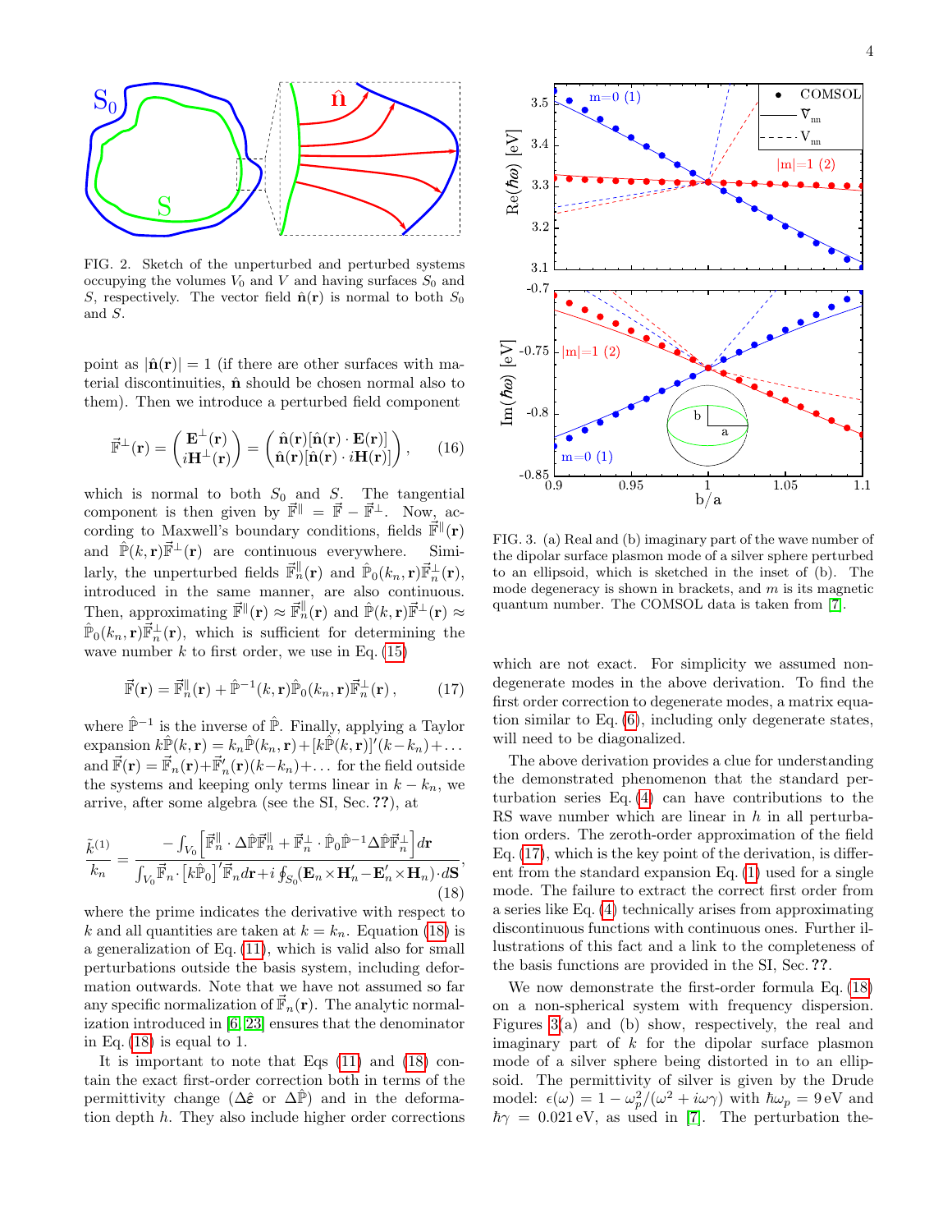FIG. 2. Sketch of the unperturbed and perturbed systems occupying the volumes $V_0$ and $V$ and having surfaces $S_0$ and $S$, respectively. The vector field $\hat{\mathbf{n}}(\mathbf{r})$ is normal to both $S_0$ and $S$.

point as $|\hat{\mathbf{n}}(\mathbf{r})| = 1$ (if there are other surfaces with material discontinuities, $\hat{\mathbf{n}}$ should be chosen normal also to them). Then we introduce a perturbed field component

$$\vec{\mathbb{F}}^{\perp}(\mathbf{r}) = \begin{pmatrix} \mathbf{E}^{\perp}(\mathbf{r}) \\ i\mathbf{H}^{\perp}(\mathbf{r}) \end{pmatrix} = \begin{pmatrix} \hat{\mathbf{n}}(\mathbf{r})[\hat{\mathbf{n}}(\mathbf{r}) \cdot \mathbf{E}(\mathbf{r})] \\ \hat{\mathbf{n}}(\mathbf{r})[\hat{\mathbf{n}}(\mathbf{r}) \cdot i\mathbf{H}(\mathbf{r})] \end{pmatrix}, \quad (16)$$

which is normal to both $S_0$ and $S$. The tangential component is then given by $\vec{\mathbb{F}}^{\parallel} = \vec{\mathbb{F}} - \vec{\mathbb{F}}^{\perp}$. Now, according to Maxwell's boundary conditions, fields $\vec{\mathbb{F}}^{\parallel}(\mathbf{r})$ and $\hat{\mathbb{P}}(k, \mathbf{r})\vec{\mathbb{F}}^{\perp}(\mathbf{r})$ are continuous everywhere. Similarly, the unperturbed fields $\vec{\mathbb{F}}_n^{\parallel}(\mathbf{r})$ and $\hat{\mathbb{P}}_0(k_n, \mathbf{r})\vec{\mathbb{F}}_n^{\perp}(\mathbf{r})$, introduced in the same manner, are also continuous. Then, approximating $\vec{\mathbb{F}}^{\parallel}(\mathbf{r}) \approx \vec{\mathbb{F}}_n^{\parallel}(\mathbf{r})$ and $\hat{\mathbb{P}}(k, \mathbf{r})\vec{\mathbb{F}}^{\perp}(\mathbf{r}) \approx \hat{\mathbb{P}}_0(k_n, \mathbf{r})\vec{\mathbb{F}}_n^{\perp}(\mathbf{r})$, which is sufficient for determining the wave number $k$ to first order, we use in Eq. (15)

$$\vec{\mathbb{F}}(\mathbf{r}) = \vec{\mathbb{F}}_n^{\parallel}(\mathbf{r}) + \hat{\mathbb{P}}^{-1}(k, \mathbf{r})\hat{\mathbb{P}}_0(k_n, \mathbf{r})\vec{\mathbb{F}}_n^{\perp}(\mathbf{r}), \quad (17)$$

where $\hat{\mathbb{P}}^{-1}$ is the inverse of $\hat{\mathbb{P}}$. Finally, applying a Taylor expansion $k\hat{\mathbb{P}}(k, \mathbf{r}) = k_n\hat{\mathbb{P}}(k_n, \mathbf{r}) + [k\hat{\mathbb{P}}(k, \mathbf{r})]'(k - k_n) + \ldots$ and $\vec{\mathbb{F}}(\mathbf{r}) = \vec{\mathbb{F}}_n(\mathbf{r}) + \vec{\mathbb{F}}_n'(\mathbf{r})(k - k_n) + \ldots$ for the field outside the systems and keeping only terms linear in $k - k_n$, we arrive, after some algebra (see the SI, Sec. ??), at

$$\frac{\tilde{k}^{(1)}}{k_n} = \frac{-\int_{V_0}\left[\vec{\mathbb{F}}_n^{\parallel} \cdot \Delta\hat{\mathbb{P}}\vec{\mathbb{F}}_n^{\parallel} + \vec{\mathbb{F}}_n^{\perp} \cdot \hat{\mathbb{P}}_0\hat{\mathbb{P}}^{-1}\Delta\hat{\mathbb{P}}\vec{\mathbb{F}}_n^{\perp}\right]d\mathbf{r}}{\int_{V_0}\vec{\mathbb{F}}_n \cdot \left[k\hat{\mathbb{P}}_0\right]'\vec{\mathbb{F}}_n d\mathbf{r} + i\oint_{S_0}(\mathbf{E}_n \times \mathbf{H}_n' - \mathbf{E}_n' \times \mathbf{H}_n) \cdot d\mathbf{S}}, \quad (18)$$

where the prime indicates the derivative with respect to $k$ and all quantities are taken at $k = k_n$. Equation (18) is a generalization of Eq. (11), which is valid also for small perturbations outside the basis system, including deformation outwards. Note that we have not assumed so far any specific normalization of $\vec{\mathbb{F}}_n(\mathbf{r})$. The analytic normalization introduced in [6, 23] ensures that the denominator in Eq. (18) is equal to 1.

It is important to note that Eqs (11) and (18) contain the exact first-order correction both in terms of the permittivity change ($\Delta\hat{\boldsymbol{\varepsilon}}$ or $\Delta\hat{\mathbb{P}}$) and in the deformation depth $h$. They also include higher order corrections which are not exact. For simplicity we assumed non-degenerate modes in the above derivation. To find the first order correction to degenerate modes, a matrix equation similar to Eq. (6), including only degenerate states, will need to be diagonalized.

FIG. 3. (a) Real and (b) imaginary part of the wave number of the dipolar surface plasmon mode of a silver sphere perturbed to an ellipsoid, which is sketched in the inset of (b). The mode degeneracy is shown in brackets, and $m$ is its magnetic quantum number. The COMSOL data is taken from [7].

The above derivation provides a clue for understanding the demonstrated phenomenon that the standard perturbation series Eq. (4) can have contributions to the RS wave number which are linear in $h$ in all perturbation orders. The zeroth-order approximation of the field Eq. (17), which is the key point of the derivation, is different from the standard expansion Eq. (1) used for a single mode. The failure to extract the correct first order from a series like Eq. (4) technically arises from approximating discontinuous functions with continuous ones. Further illustrations of this fact and a link to the completeness of the basis functions are provided in the SI, Sec. ??.

We now demonstrate the first-order formula Eq. (18) on a non-spherical system with frequency dispersion. Figures 3(a) and (b) show, respectively, the real and imaginary part of $k$ for the dipolar surface plasmon mode of a silver sphere being distorted in to an ellipsoid. The permittivity of silver is given by the Drude model: $\epsilon(\omega) = 1 - \omega_p^2/(\omega^2 + i\omega\gamma)$ with $\hbar\omega_p = 9\,\text{eV}$ and $\hbar\gamma = 0.021\,\text{eV}$, as used in [7]. The perturbation the-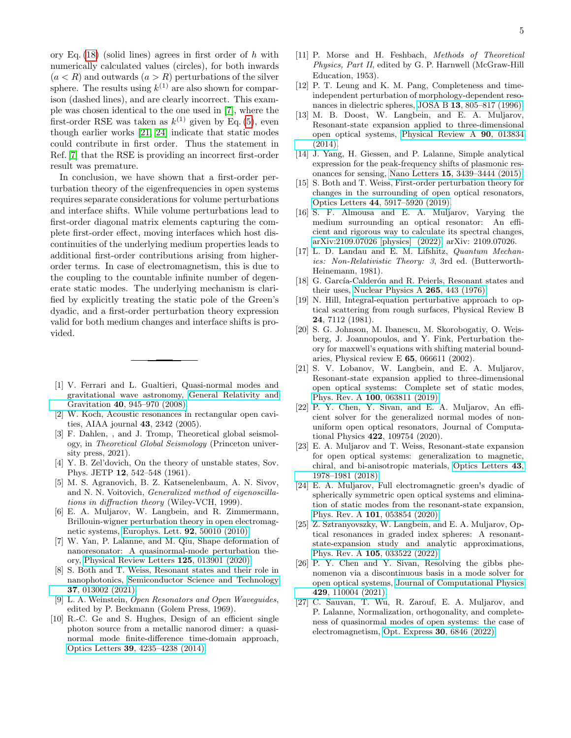ory Eq. (18) (solid lines) agrees in first order of $h$ with numerically calculated values (circles), for both inwards ($a < R$) and outwards ($a > R$) perturbations of the silver sphere. The results using $k^{(1)}$ are also shown for comparison (dashed lines), and are clearly incorrect. This example was chosen identical to the one used in [7], where the first-order RSE was taken as $k^{(1)}$ given by Eq. (5), even though earlier works [21, 24] indicate that static modes could contribute in first order. Thus the statement in Ref. [7] that the RSE is providing an incorrect first-order result was premature.

In conclusion, we have shown that a first-order perturbation theory of the eigenfrequencies in open systems requires separate considerations for volume perturbations and interface shifts. While volume perturbations lead to first-order diagonal matrix elements capturing the complete first-order effect, moving interfaces which host discontinuities of the underlying medium properties leads to additional first-order contributions arising from higher-order terms. In case of electromagnetism, this is due to the coupling to the countable infinite number of degenerate static modes. The underlying mechanism is clarified by explicitly treating the static pole of the Green's dyadic, and a first-order perturbation theory expression valid for both medium changes and interface shifts is provided.

---

[1] V. Ferrari and L. Gualtieri, Quasi-normal modes and gravitational wave astronomy, General Relativity and Gravitation **40**, 945–970 (2008).

[2] W. Koch, Acoustic resonances in rectangular open cavities, AIAA journal **43**, 2342 (2005).

[3] F. Dahlen, , and J. Tromp, Theoretical global seismology, in *Theoretical Global Seismology* (Princeton university press, 2021).

[4] Y. B. Zel'dovich, On the theory of unstable states, Sov. Phys. JETP **12**, 542–548 (1961).

[5] M. S. Agranovich, B. Z. Katsenelenbaum, A. N. Sivov, and N. N. Voitovich, *Generalized method of eigenoscillations in diffraction theory* (Wiley-VCH, 1999).

[6] E. A. Muljarov, W. Langbein, and R. Zimmermann, Brillouin-wigner perturbation theory in open electromagnetic systems, Europhys. Lett. **92**, 50010 (2010).

[7] W. Yan, P. Lalanne, and M. Qiu, Shape deformation of nanoresonator: A quasinormal-mode perturbation theory, Physical Review Letters **125**, 013901 (2020).

[8] S. Both and T. Weiss, Resonant states and their role in nanophotonics, Semiconductor Science and Technology **37**, 013002 (2021).

[9] L. A. Weinstein, *Open Resonators and Open Waveguides*, edited by P. Beckmann (Golem Press, 1969).

[10] R.-C. Ge and S. Hughes, Design of an efficient single photon source from a metallic nanorod dimer: a quasinormal mode finite-difference time-domain approach, Optics Letters **39**, 4235–4238 (2014).

[11] P. Morse and H. Feshbach, *Methods of Theoretical Physics, Part II*, edited by G. P. Harnwell (McGraw-Hill Education, 1953).

[12] P. T. Leung and K. M. Pang, Completeness and time-independent perturbation of morphology-dependent resonances in dielectric spheres, JOSA B **13**, 805–817 (1996).

[13] M. B. Doost, W. Langbein, and E. A. Muljarov, Resonant-state expansion applied to three-dimensional open optical systems, Physical Review A **90**, 013834 (2014).

[14] J. Yang, H. Giessen, and P. Lalanne, Simple analytical expression for the peak-frequency shifts of plasmonic resonances for sensing, Nano Letters **15**, 3439–3444 (2015).

[15] S. Both and T. Weiss, First-order perturbation theory for changes in the surrounding of open optical resonators, Optics Letters **44**, 5917–5920 (2019).

[16] S. F. Almousa and E. A. Muljarov, Varying the medium surrounding an optical resonator: An efficient and rigorous way to calculate its spectral changes, arXiv:2109.07026 [physics] (2022), arXiv: 2109.07026.

[17] L. D. Landau and E. M. Lifshitz, *Quantum Mechanics: Non-Relativistic Theory: 3*, 3rd ed. (Butterworth-Heinemann, 1981).

[18] G. García-Calderón and R. Peierls, Resonant states and their uses, Nuclear Physics A **265**, 443 (1976).

[19] N. Hill, Integral-equation perturbative approach to optical scattering from rough surfaces, Physical Review B **24**, 7112 (1981).

[20] S. G. Johnson, M. Ibanescu, M. Skorobogatiy, O. Weisberg, J. Joannopoulos, and Y. Fink, Perturbation theory for maxwell's equations with shifting material boundaries, Physical review E **65**, 066611 (2002).

[21] S. V. Lobanov, W. Langbein, and E. A. Muljarov, Resonant-state expansion applied to three-dimensional open optical systems: Complete set of static modes, Phys. Rev. A **100**, 063811 (2019).

[22] P. Y. Chen, Y. Sivan, and E. A. Muljarov, An efficient solver for the generalized normal modes of non-uniform open optical resonators, Journal of Computational Physics **422**, 109754 (2020).

[23] E. A. Muljarov and T. Weiss, Resonant-state expansion for open optical systems: generalization to magnetic, chiral, and bi-anisotropic materials, Optics Letters **43**, 1978–1981 (2018).

[24] E. A. Muljarov, Full electromagnetic green's dyadic of spherically symmetric open optical systems and elimination of static modes from the resonant-state expansion, Phys. Rev. A **101**, 053854 (2020).

[25] Z. Sztranyovszky, W. Langbein, and E. A. Muljarov, Optical resonances in graded index spheres: A resonant-state-expansion study and analytic approximations, Phys. Rev. A **105**, 033522 (2022).

[26] P. Y. Chen and Y. Sivan, Resolving the gibbs phenomenon via a discontinuous basis in a mode solver for open optical systems, Journal of Computational Physics **429**, 110004 (2021).

[27] C. Sauvan, T. Wu, R. Zarouf, E. A. Muljarov, and P. Lalanne, Normalization, orthogonality, and completeness of quasinormal modes of open systems: the case of electromagnetism, Opt. Express **30**, 6846 (2022).